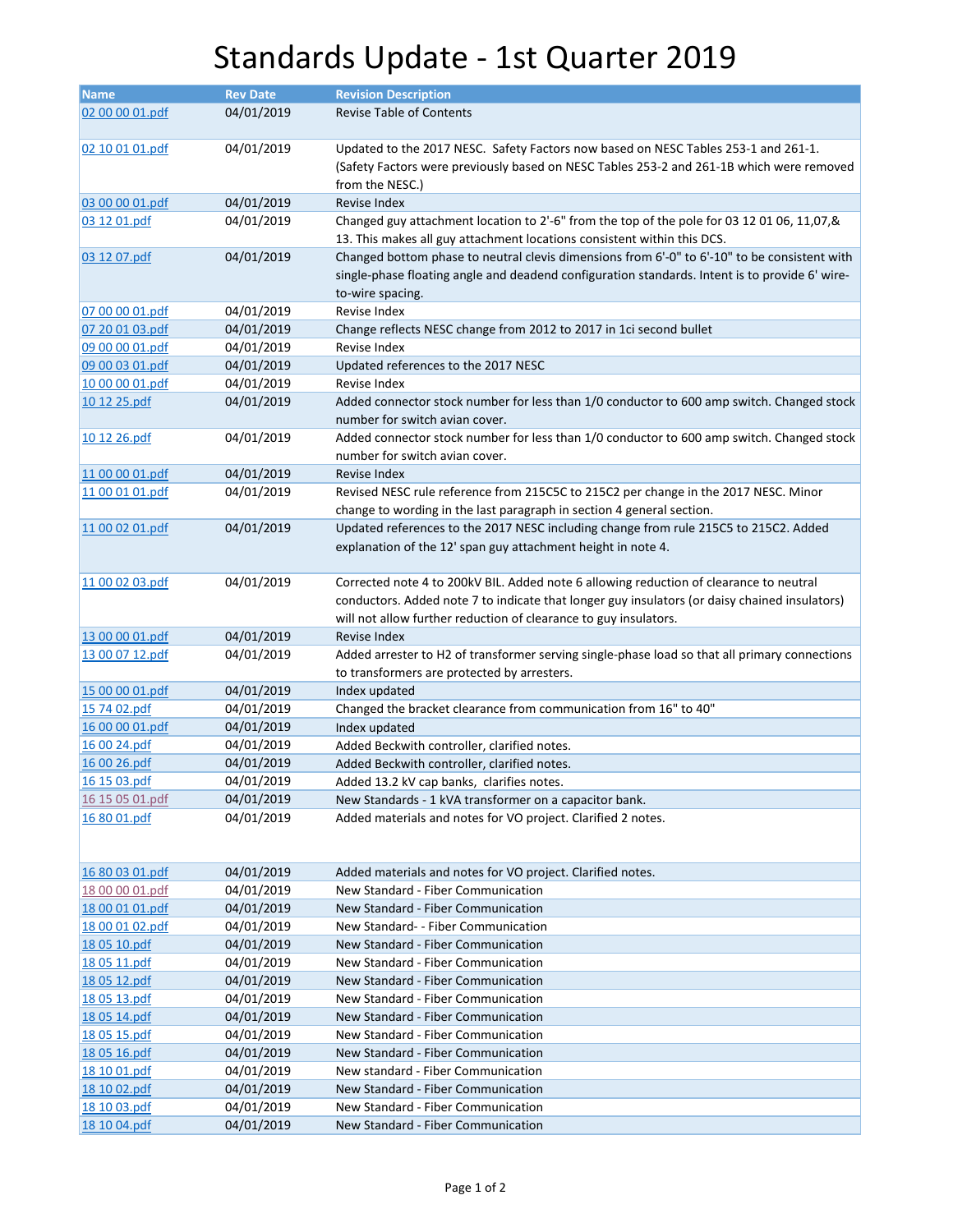# Standards Update - 1st Quarter 2019

| Name | Rev Date | Revision Description |
|---|---|---|
| 02 00 00 01.pdf | 04/01/2019 | Revise Table of Contents |
| 02 10 01 01.pdf | 04/01/2019 | Updated to the 2017 NESC. Safety Factors now based on NESC Tables 253-1 and 261-1. (Safety Factors were previously based on NESC Tables 253-2 and 261-1B which were removed from the NESC.) |
| 03 00 00 01.pdf | 04/01/2019 | Revise Index |
| 03 12 01.pdf | 04/01/2019 | Changed guy attachment location to 2'-6" from the top of the pole for 03 12 01 06, 11,07,& 13. This makes all guy attachment locations consistent within this DCS. |
| 03 12 07.pdf | 04/01/2019 | Changed bottom phase to neutral clevis dimensions from 6'-0" to 6'-10" to be consistent with single-phase floating angle and deadend configuration standards. Intent is to provide 6' wire-to-wire spacing. |
| 07 00 00 01.pdf | 04/01/2019 | Revise Index |
| 07 20 01 03.pdf | 04/01/2019 | Change reflects NESC change from 2012 to 2017 in 1ci second bullet |
| 09 00 00 01.pdf | 04/01/2019 | Revise Index |
| 09 00 03 01.pdf | 04/01/2019 | Updated references to the 2017 NESC |
| 10 00 00 01.pdf | 04/01/2019 | Revise Index |
| 10 12 25.pdf | 04/01/2019 | Added connector stock number for less than 1/0 conductor to 600 amp switch. Changed stock number for switch avian cover. |
| 10 12 26.pdf | 04/01/2019 | Added connector stock number for less than 1/0 conductor to 600 amp switch. Changed stock number for switch avian cover. |
| 11 00 00 01.pdf | 04/01/2019 | Revise Index |
| 11 00 01 01.pdf | 04/01/2019 | Revised NESC rule reference from 215C5C to 215C2 per change in the 2017 NESC. Minor change to wording in the last paragraph in section 4 general section. |
| 11 00 02 01.pdf | 04/01/2019 | Updated references to the 2017 NESC including change from rule 215C5 to 215C2. Added explanation of the 12' span guy attachment height in note 4. |
| 11 00 02 03.pdf | 04/01/2019 | Corrected note 4 to 200kV BIL. Added note 6 allowing reduction of clearance to neutral conductors. Added note 7 to indicate that longer guy insulators (or daisy chained insulators) will not allow further reduction of clearance to guy insulators. |
| 13 00 00 01.pdf | 04/01/2019 | Revise Index |
| 13 00 07 12.pdf | 04/01/2019 | Added arrester to H2 of transformer serving single-phase load so that all primary connections to transformers are protected by arresters. |
| 15 00 00 01.pdf | 04/01/2019 | Index updated |
| 15 74 02.pdf | 04/01/2019 | Changed the bracket clearance from communication from 16" to 40" |
| 16 00 00 01.pdf | 04/01/2019 | Index updated |
| 16 00 24.pdf | 04/01/2019 | Added Beckwith controller, clarified notes. |
| 16 00 26.pdf | 04/01/2019 | Added Beckwith controller, clarified notes. |
| 16 15 03.pdf | 04/01/2019 | Added 13.2 kV cap banks, clarifies notes. |
| 16 15 05 01.pdf | 04/01/2019 | New Standards - 1 kVA transformer on a capacitor bank. |
| 16 80 01.pdf | 04/01/2019 | Added materials and notes for VO project. Clarified 2 notes. |
| 16 80 03 01.pdf | 04/01/2019 | Added materials and notes for VO project. Clarified notes. |
| 18 00 00 01.pdf | 04/01/2019 | New Standard - Fiber Communication |
| 18 00 01 01.pdf | 04/01/2019 | New Standard - Fiber Communication |
| 18 00 01 02.pdf | 04/01/2019 | New Standard- - Fiber Communication |
| 18 05 10.pdf | 04/01/2019 | New Standard - Fiber Communication |
| 18 05 11.pdf | 04/01/2019 | New Standard - Fiber Communication |
| 18 05 12.pdf | 04/01/2019 | New Standard - Fiber Communication |
| 18 05 13.pdf | 04/01/2019 | New Standard - Fiber Communication |
| 18 05 14.pdf | 04/01/2019 | New Standard - Fiber Communication |
| 18 05 15.pdf | 04/01/2019 | New Standard - Fiber Communication |
| 18 05 16.pdf | 04/01/2019 | New Standard - Fiber Communication |
| 18 10 01.pdf | 04/01/2019 | New standard - Fiber Communication |
| 18 10 02.pdf | 04/01/2019 | New Standard - Fiber Communication |
| 18 10 03.pdf | 04/01/2019 | New Standard - Fiber Communication |
| 18 10 04.pdf | 04/01/2019 | New Standard - Fiber Communication |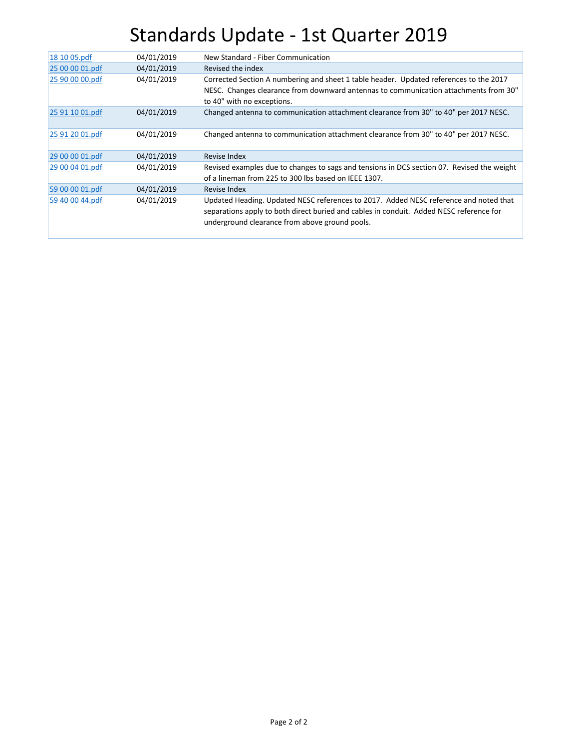# Standards Update - 1st Quarter 2019

| | | |
|---|---|---|
| 18 10 05.pdf | 04/01/2019 | New Standard - Fiber Communication |
| 25 00 00 01.pdf | 04/01/2019 | Revised the index |
| 25 90 00 00.pdf | 04/01/2019 | Corrected Section A numbering and sheet 1 table header. Updated references to the 2017 NESC. Changes clearance from downward antennas to communication attachments from 30" to 40" with no exceptions. |
| 25 91 10 01.pdf | 04/01/2019 | Changed antenna to communication attachment clearance from 30" to 40" per 2017 NESC. |
| 25 91 20 01.pdf | 04/01/2019 | Changed antenna to communication attachment clearance from 30" to 40" per 2017 NESC. |
| 29 00 00 01.pdf | 04/01/2019 | Revise Index |
| 29 00 04 01.pdf | 04/01/2019 | Revised examples due to changes to sags and tensions in DCS section 07. Revised the weight of a lineman from 225 to 300 lbs based on IEEE 1307. |
| 59 00 00 01.pdf | 04/01/2019 | Revise Index |
| 59 40 00 44.pdf | 04/01/2019 | Updated Heading. Updated NESC references to 2017. Added NESC reference and noted that separations apply to both direct buried and cables in conduit. Added NESC reference for underground clearance from above ground pools. |